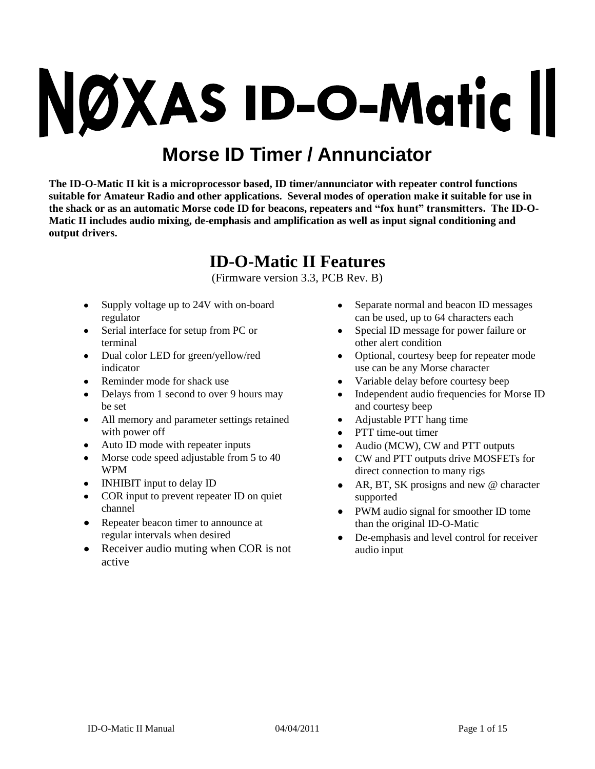# NØXAS ID-O-Matic II

## Morse ID Timer / Annunciator

**The ID-O-Matic II kit is a microprocessor based, ID timer/annunciator with repeater control functions suitable for Amateur Radio and other applications. Several modes of operation make it suitable for use in the shack or as an automatic Morse code ID for beacons, repeaters and "fox hunt" transmitters. The ID-O-Matic II includes audio mixing, de-emphasis and amplification as well as input signal conditioning and output drivers.**

## ID-O-Matic II Features

(Firmware version 3.3, PCB Rev. B)

- Supply voltage up to 24V with on-board regulator
- Serial interface for setup from PC or terminal
- Dual color LED for green/yellow/red indicator
- Reminder mode for shack use
- Delays from 1 second to over 9 hours may be set
- All memory and parameter settings retained with power off
- Auto ID mode with repeater inputs
- Morse code speed adjustable from 5 to 40 WPM
- INHIBIT input to delay ID
- COR input to prevent repeater ID on quiet channel
- Repeater beacon timer to announce at regular intervals when desired
- Receiver audio muting when COR is not active
- Separate normal and beacon ID messages can be used, up to 64 characters each
- Special ID message for power failure or other alert condition
- Optional, courtesy beep for repeater mode use can be any Morse character
- Variable delay before courtesy beep
- Independent audio frequencies for Morse ID and courtesy beep
- Adjustable PTT hang time
- PTT time-out timer
- Audio (MCW), CW and PTT outputs
- CW and PTT outputs drive MOSFETs for direct connection to many rigs
- AR, BT, SK prosigns and new @ character supported
- PWM audio signal for smoother ID tome than the original ID-O-Matic
- De-emphasis and level control for receiver audio input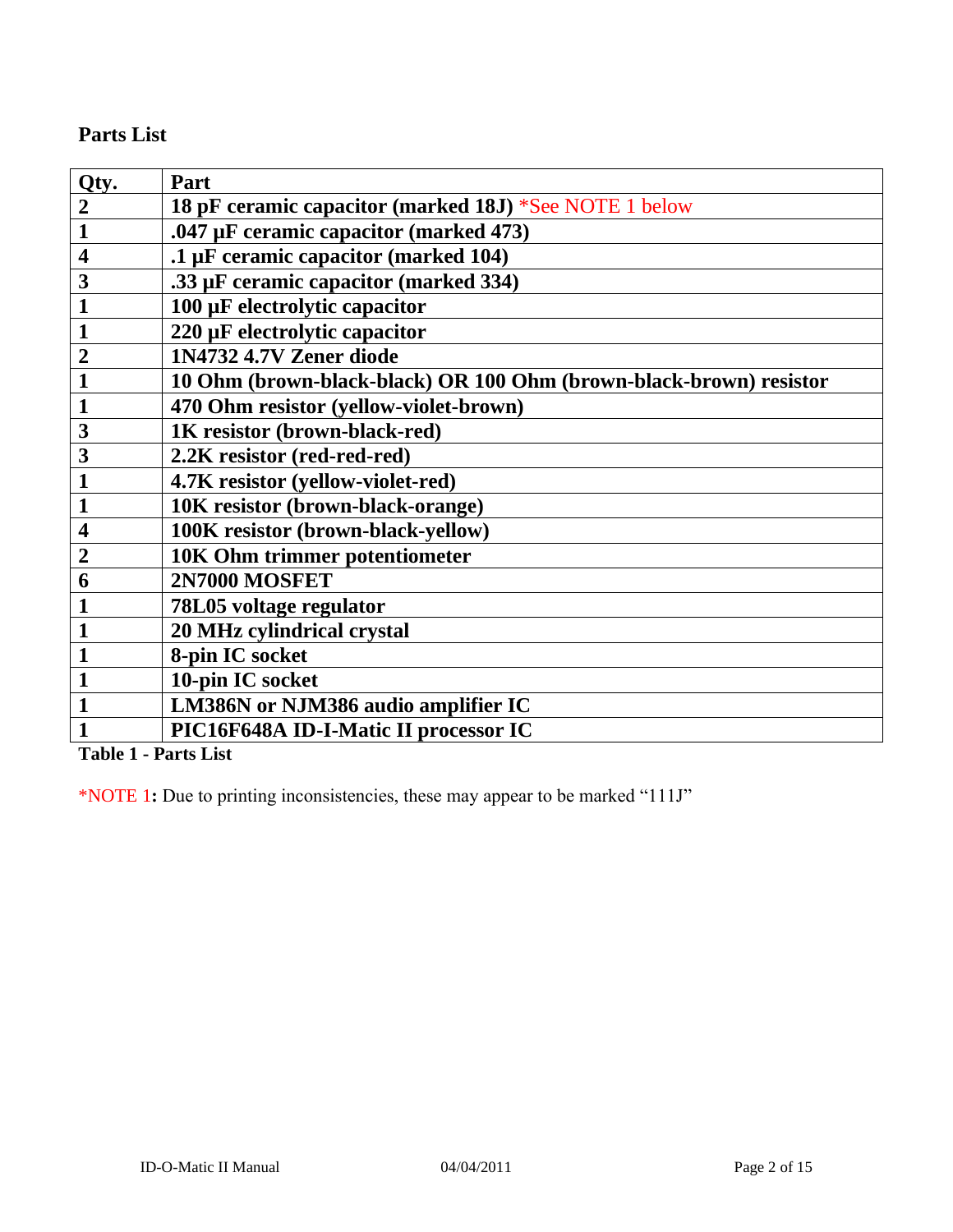## Parts List

| Qty. | Part |
| --- | --- |
| **2** | **18 pF ceramic capacitor (marked 18J)** *See NOTE 1 below |
| **1** | **.047 µF ceramic capacitor (marked 473)** |
| **4** | **.1 µF ceramic capacitor (marked 104)** |
| **3** | **.33 µF ceramic capacitor (marked 334)** |
| **1** | **100 µF electrolytic capacitor** |
| **1** | **220 µF electrolytic capacitor** |
| **2** | **1N4732 4.7V Zener diode** |
| **1** | **10 Ohm (brown-black-black) OR 100 Ohm (brown-black-brown) resistor** |
| **1** | **470 Ohm resistor (yellow-violet-brown)** |
| **3** | **1K resistor (brown-black-red)** |
| **3** | **2.2K resistor (red-red-red)** |
| **1** | **4.7K resistor (yellow-violet-red)** |
| **1** | **10K resistor (brown-black-orange)** |
| **4** | **100K resistor (brown-black-yellow)** |
| **2** | **10K Ohm trimmer potentiometer** |
| **6** | **2N7000 MOSFET** |
| **1** | **78L05 voltage regulator** |
| **1** | **20 MHz cylindrical crystal** |
| **1** | **8-pin IC socket** |
| **1** | **10-pin IC socket** |
| **1** | **LM386N or NJM386 audio amplifier IC** |
| **1** | **PIC16F648A ID-I-Matic II processor IC** |

**Table 1 - Parts List**

*NOTE 1**:** Due to printing inconsistencies, these may appear to be marked "111J"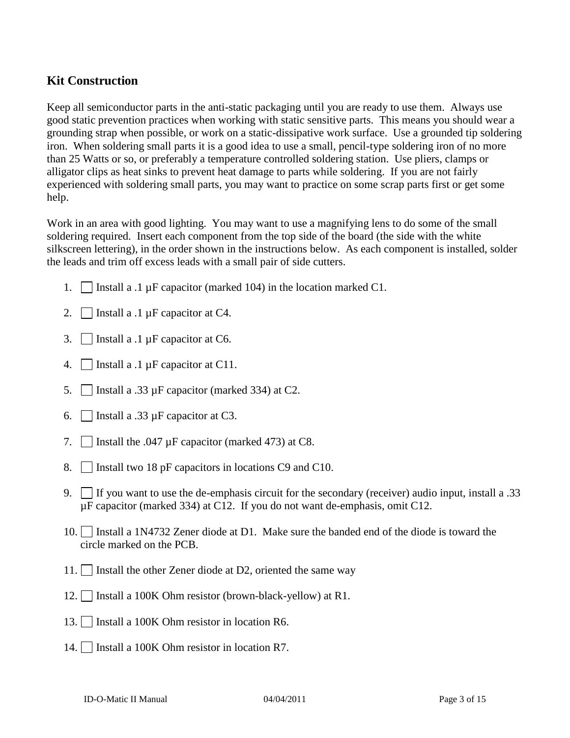## Kit Construction

Keep all semiconductor parts in the anti-static packaging until you are ready to use them. Always use good static prevention practices when working with static sensitive parts. This means you should wear a grounding strap when possible, or work on a static-dissipative work surface. Use a grounded tip soldering iron. When soldering small parts it is a good idea to use a small, pencil-type soldering iron of no more than 25 Watts or so, or preferably a temperature controlled soldering station. Use pliers, clamps or alligator clips as heat sinks to prevent heat damage to parts while soldering. If you are not fairly experienced with soldering small parts, you may want to practice on some scrap parts first or get some help.

Work in an area with good lighting. You may want to use a magnifying lens to do some of the small soldering required. Insert each component from the top side of the board (the side with the white silkscreen lettering), in the order shown in the instructions below. As each component is installed, solder the leads and trim off excess leads with a small pair of side cutters.

1. ☐ Install a .1 µF capacitor (marked 104) in the location marked C1.
2. ☐ Install a .1 µF capacitor at C4.
3. ☐ Install a .1 µF capacitor at C6.
4. ☐ Install a .1 µF capacitor at C11.
5. ☐ Install a .33 µF capacitor (marked 334) at C2.
6. ☐ Install a .33 µF capacitor at C3.
7. ☐ Install the .047 µF capacitor (marked 473) at C8.
8. ☐ Install two 18 pF capacitors in locations C9 and C10.
9. ☐ If you want to use the de-emphasis circuit for the secondary (receiver) audio input, install a .33 µF capacitor (marked 334) at C12. If you do not want de-emphasis, omit C12.
10. ☐ Install a 1N4732 Zener diode at D1. Make sure the banded end of the diode is toward the circle marked on the PCB.
11. ☐ Install the other Zener diode at D2, oriented the same way
12. ☐ Install a 100K Ohm resistor (brown-black-yellow) at R1.
13. ☐ Install a 100K Ohm resistor in location R6.
14. ☐ Install a 100K Ohm resistor in location R7.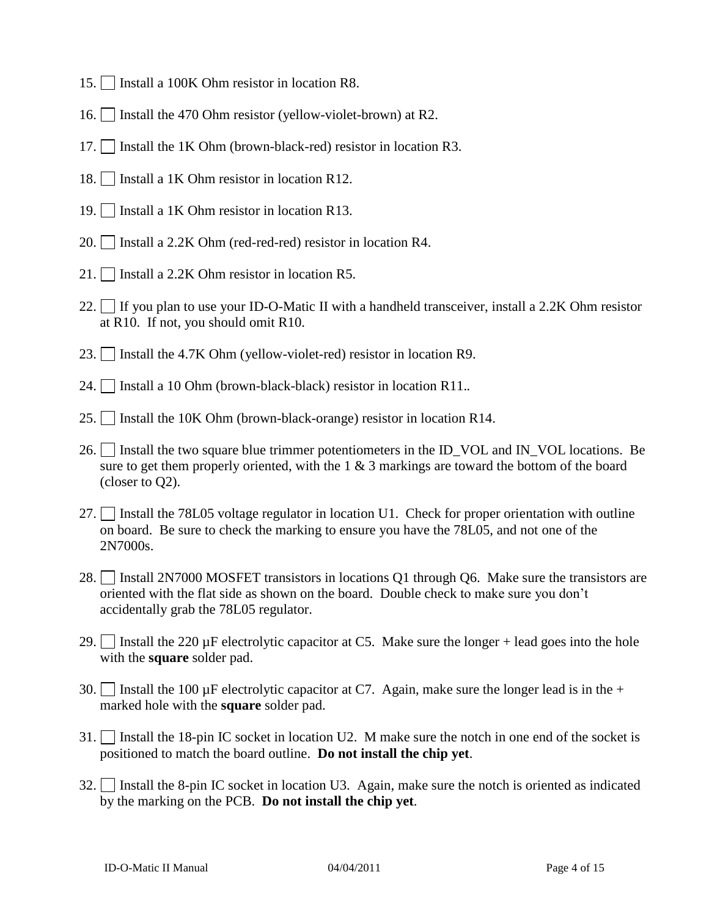15. ☐ Install a 100K Ohm resistor in location R8.

16. ☐ Install the 470 Ohm resistor (yellow-violet-brown) at R2.

17. ☐ Install the 1K Ohm (brown-black-red) resistor in location R3.

18. ☐ Install a 1K Ohm resistor in location R12.

19. ☐ Install a 1K Ohm resistor in location R13.

20. ☐ Install a 2.2K Ohm (red-red-red) resistor in location R4.

21. ☐ Install a 2.2K Ohm resistor in location R5.

22. ☐ If you plan to use your ID-O-Matic II with a handheld transceiver, install a 2.2K Ohm resistor at R10. If not, you should omit R10.

23. ☐ Install the 4.7K Ohm (yellow-violet-red) resistor in location R9.

24. ☐ Install a 10 Ohm (brown-black-black) resistor in location R11..

25. ☐ Install the 10K Ohm (brown-black-orange) resistor in location R14.

26. ☐ Install the two square blue trimmer potentiometers in the ID_VOL and IN_VOL locations. Be sure to get them properly oriented, with the 1 & 3 markings are toward the bottom of the board (closer to Q2).

27. ☐ Install the 78L05 voltage regulator in location U1. Check for proper orientation with outline on board. Be sure to check the marking to ensure you have the 78L05, and not one of the 2N7000s.

28. ☐ Install 2N7000 MOSFET transistors in locations Q1 through Q6. Make sure the transistors are oriented with the flat side as shown on the board. Double check to make sure you don't accidentally grab the 78L05 regulator.

29. ☐ Install the 220 µF electrolytic capacitor at C5. Make sure the longer + lead goes into the hole with the **square** solder pad.

30. ☐ Install the 100 µF electrolytic capacitor at C7. Again, make sure the longer lead is in the + marked hole with the **square** solder pad.

31. ☐ Install the 18-pin IC socket in location U2. M make sure the notch in one end of the socket is positioned to match the board outline. **Do not install the chip yet**.

32. ☐ Install the 8-pin IC socket in location U3. Again, make sure the notch is oriented as indicated by the marking on the PCB. **Do not install the chip yet**.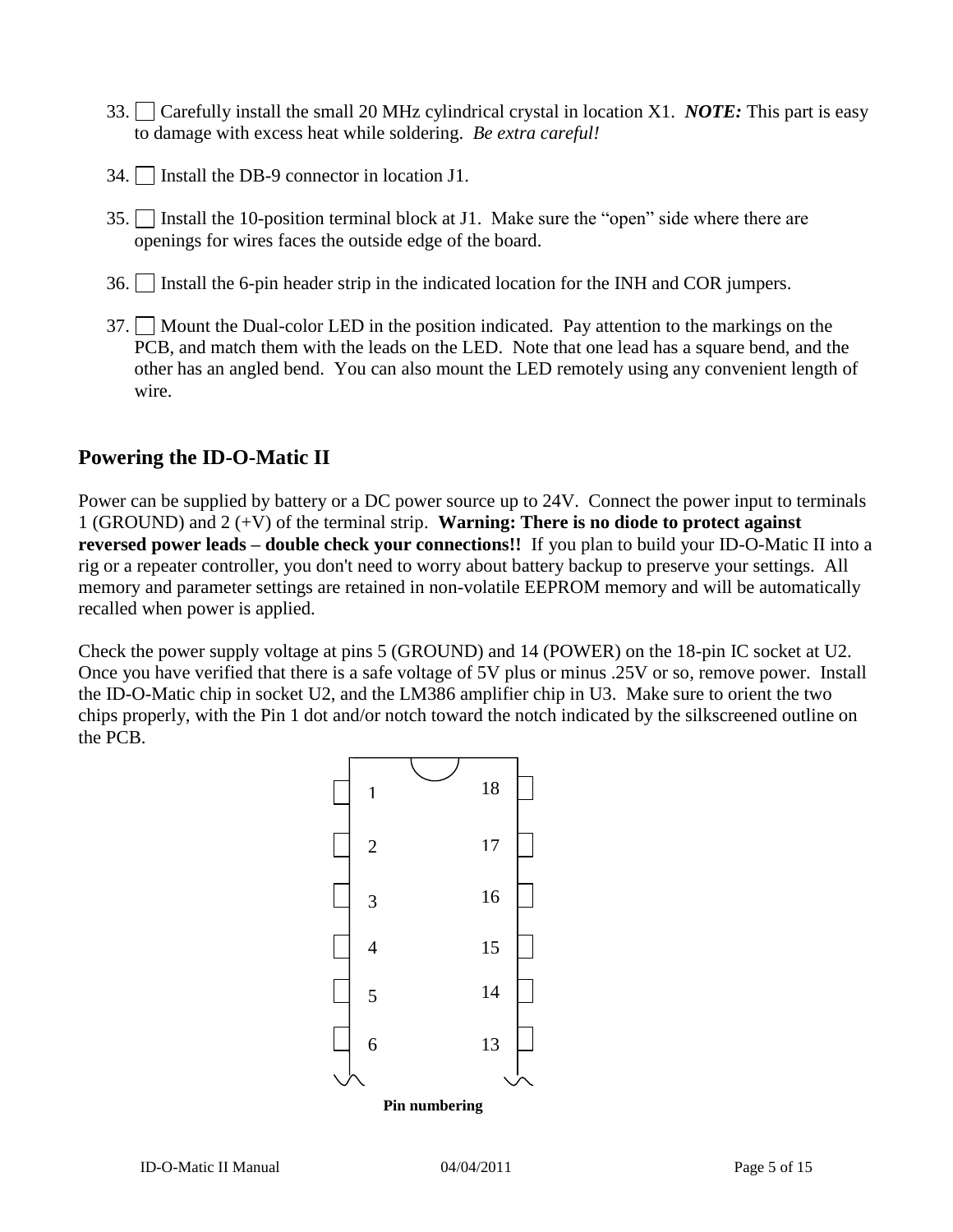33. ☐ Carefully install the small 20 MHz cylindrical crystal in location X1. ***NOTE:*** This part is easy to damage with excess heat while soldering. *Be extra careful!*

34. ☐ Install the DB-9 connector in location J1.

35. ☐ Install the 10-position terminal block at J1. Make sure the "open" side where there are openings for wires faces the outside edge of the board.

36. ☐ Install the 6-pin header strip in the indicated location for the INH and COR jumpers.

37. ☐ Mount the Dual-color LED in the position indicated. Pay attention to the markings on the PCB, and match them with the leads on the LED. Note that one lead has a square bend, and the other has an angled bend. You can also mount the LED remotely using any convenient length of wire.

## Powering the ID-O-Matic II

Power can be supplied by battery or a DC power source up to 24V. Connect the power input to terminals 1 (GROUND) and 2 (+V) of the terminal strip. **Warning: There is no diode to protect against reversed power leads – double check your connections!!** If you plan to build your ID-O-Matic II into a rig or a repeater controller, you don't need to worry about battery backup to preserve your settings. All memory and parameter settings are retained in non-volatile EEPROM memory and will be automatically recalled when power is applied.

Check the power supply voltage at pins 5 (GROUND) and 14 (POWER) on the 18-pin IC socket at U2. Once you have verified that there is a safe voltage of 5V plus or minus .25V or so, remove power. Install the ID-O-Matic chip in socket U2, and the LM386 amplifier chip in U3. Make sure to orient the two chips properly, with the Pin 1 dot and/or notch toward the notch indicated by the silkscreened outline on the PCB.

| Left pins | Right pins |
|---|---|
| 1 | 18 |
| 2 | 17 |
| 3 | 16 |
| 4 | 15 |
| 5 | 14 |
| 6 | 13 |

**Pin numbering**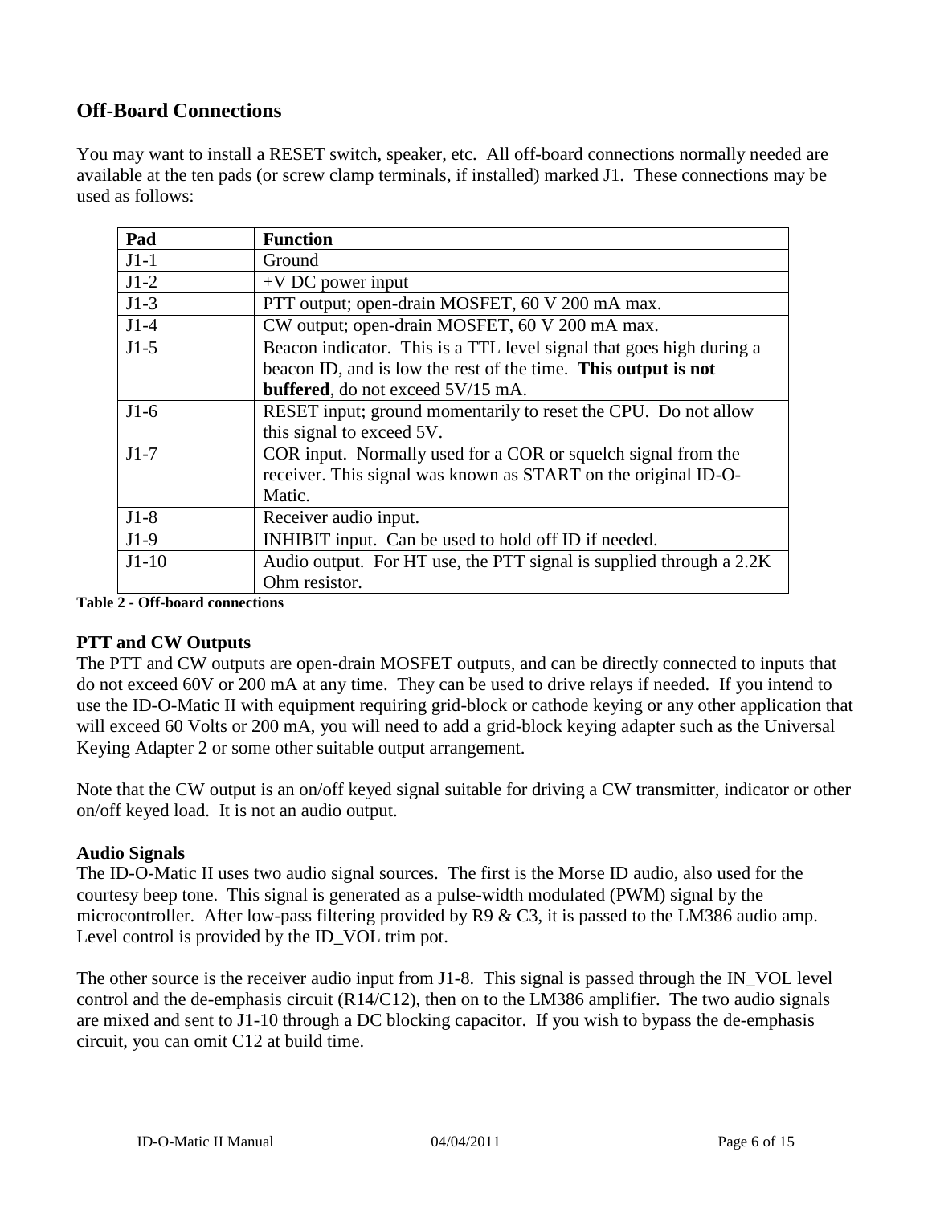## Off-Board Connections

You may want to install a RESET switch, speaker, etc. All off-board connections normally needed are available at the ten pads (or screw clamp terminals, if installed) marked J1. These connections may be used as follows:

| Pad | Function |
|---|---|
| J1-1 | Ground |
| J1-2 | +V DC power input |
| J1-3 | PTT output; open-drain MOSFET, 60 V 200 mA max. |
| J1-4 | CW output; open-drain MOSFET, 60 V 200 mA max. |
| J1-5 | Beacon indicator. This is a TTL level signal that goes high during a beacon ID, and is low the rest of the time. **This output is not buffered**, do not exceed 5V/15 mA. |
| J1-6 | RESET input; ground momentarily to reset the CPU. Do not allow this signal to exceed 5V. |
| J1-7 | COR input. Normally used for a COR or squelch signal from the receiver. This signal was known as START on the original ID-O-Matic. |
| J1-8 | Receiver audio input. |
| J1-9 | INHIBIT input. Can be used to hold off ID if needed. |
| J1-10 | Audio output. For HT use, the PTT signal is supplied through a 2.2K Ohm resistor. |

**Table 2 - Off-board connections**

### PTT and CW Outputs

The PTT and CW outputs are open-drain MOSFET outputs, and can be directly connected to inputs that do not exceed 60V or 200 mA at any time. They can be used to drive relays if needed. If you intend to use the ID-O-Matic II with equipment requiring grid-block or cathode keying or any other application that will exceed 60 Volts or 200 mA, you will need to add a grid-block keying adapter such as the Universal Keying Adapter 2 or some other suitable output arrangement.

Note that the CW output is an on/off keyed signal suitable for driving a CW transmitter, indicator or other on/off keyed load. It is not an audio output.

### Audio Signals

The ID-O-Matic II uses two audio signal sources. The first is the Morse ID audio, also used for the courtesy beep tone. This signal is generated as a pulse-width modulated (PWM) signal by the microcontroller. After low-pass filtering provided by R9 & C3, it is passed to the LM386 audio amp. Level control is provided by the ID_VOL trim pot.

The other source is the receiver audio input from J1-8. This signal is passed through the IN_VOL level control and the de-emphasis circuit (R14/C12), then on to the LM386 amplifier. The two audio signals are mixed and sent to J1-10 through a DC blocking capacitor. If you wish to bypass the de-emphasis circuit, you can omit C12 at build time.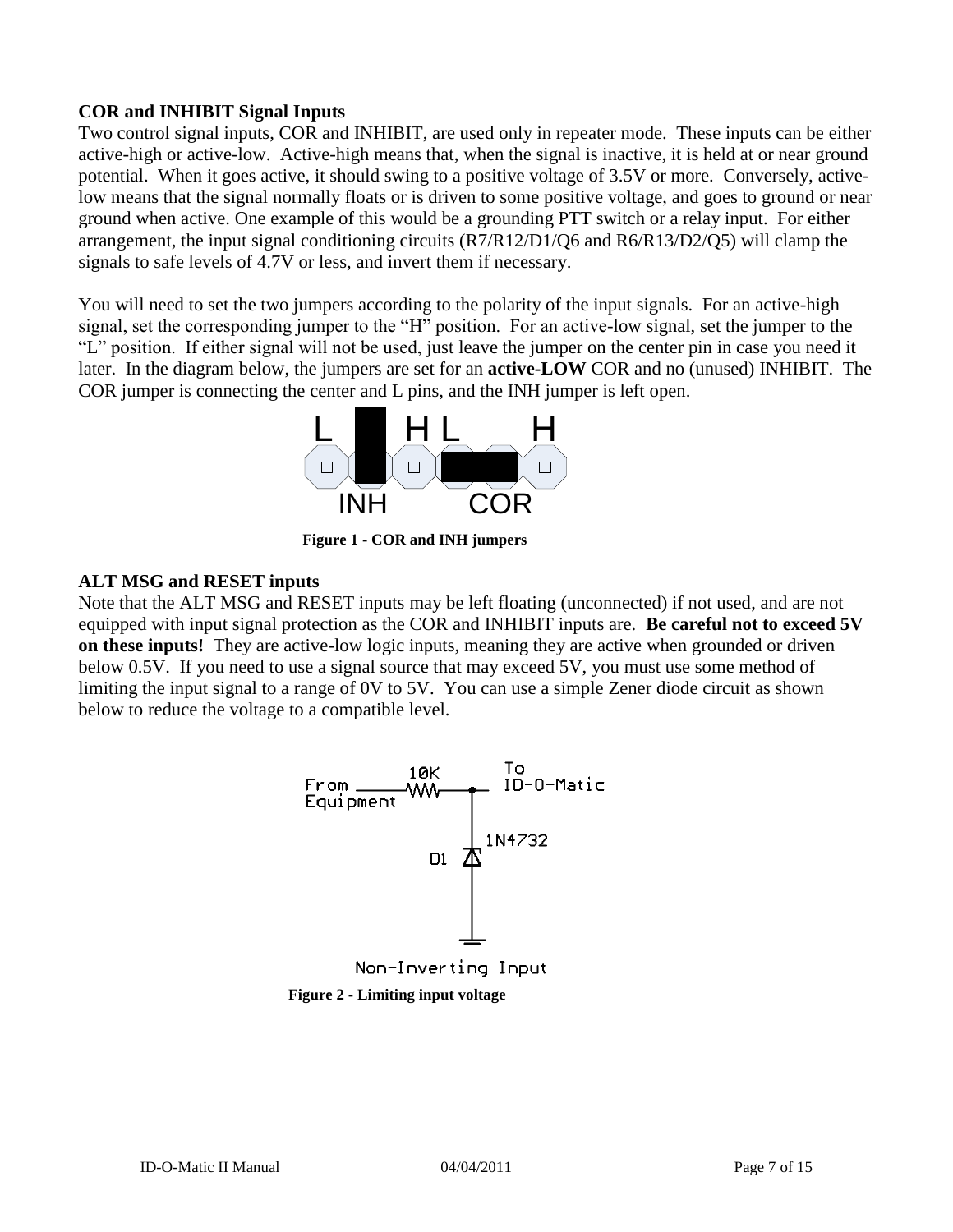### COR and INHIBIT Signal Inputs

Two control signal inputs, COR and INHIBIT, are used only in repeater mode. These inputs can be either active-high or active-low. Active-high means that, when the signal is inactive, it is held at or near ground potential. When it goes active, it should swing to a positive voltage of 3.5V or more. Conversely, active-low means that the signal normally floats or is driven to some positive voltage, and goes to ground or near ground when active. One example of this would be a grounding PTT switch or a relay input. For either arrangement, the input signal conditioning circuits (R7/R12/D1/Q6 and R6/R13/D2/Q5) will clamp the signals to safe levels of 4.7V or less, and invert them if necessary.

You will need to set the two jumpers according to the polarity of the input signals. For an active-high signal, set the corresponding jumper to the "H" position. For an active-low signal, set the jumper to the "L" position. If either signal will not be used, just leave the jumper on the center pin in case you need it later. In the diagram below, the jumpers are set for an **active-LOW** COR and no (unused) INHIBIT. The COR jumper is connecting the center and L pins, and the INH jumper is left open.

**Figure 1 - COR and INH jumpers**

### ALT MSG and RESET inputs

Note that the ALT MSG and RESET inputs may be left floating (unconnected) if not used, and are not equipped with input signal protection as the COR and INHIBIT inputs are. **Be careful not to exceed 5V on these inputs!** They are active-low logic inputs, meaning they are active when grounded or driven below 0.5V. If you need to use a signal source that may exceed 5V, you must use some method of limiting the input signal to a range of 0V to 5V. You can use a simple Zener diode circuit as shown below to reduce the voltage to a compatible level.

**Figure 2 - Limiting input voltage**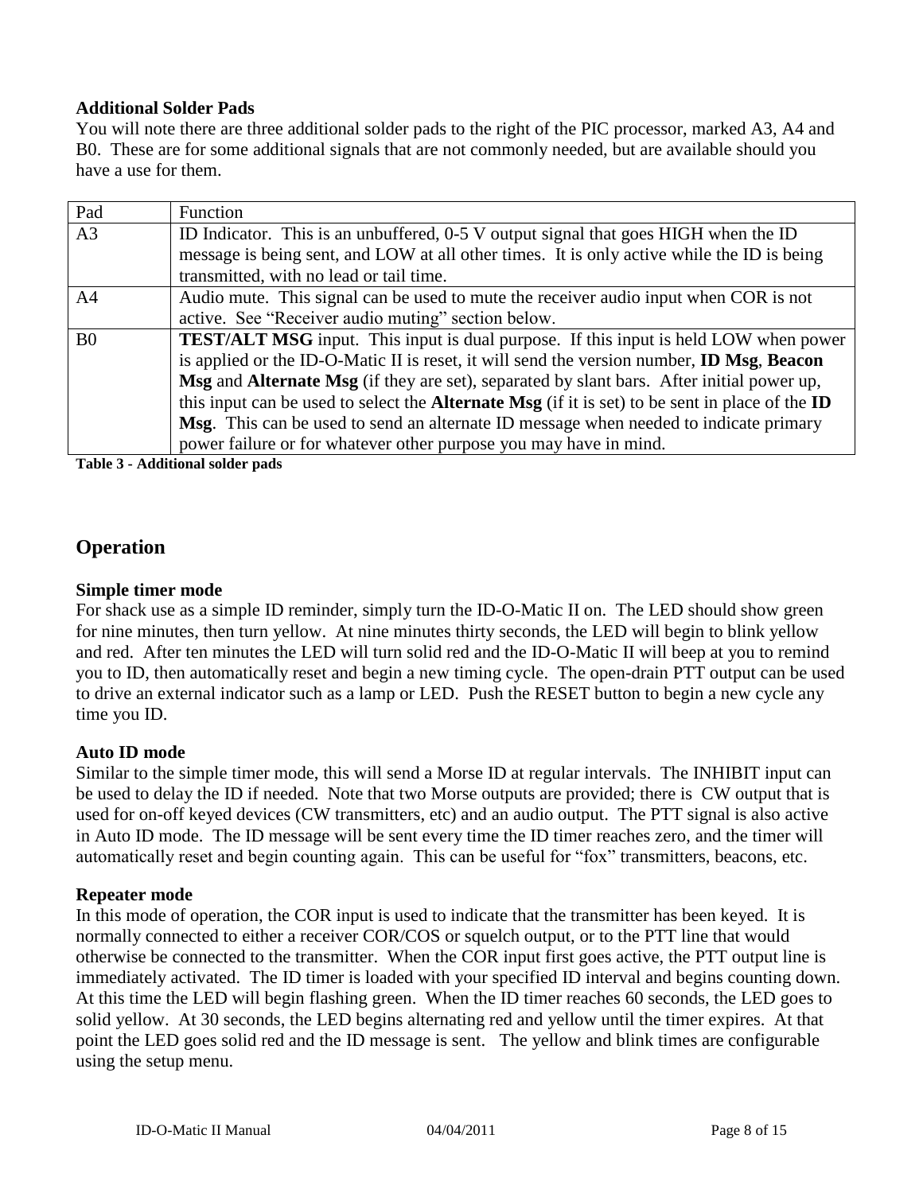### Additional Solder Pads

You will note there are three additional solder pads to the right of the PIC processor, marked A3, A4 and B0. These are for some additional signals that are not commonly needed, but are available should you have a use for them.

| Pad | Function |
|---|---|
| A3 | ID Indicator. This is an unbuffered, 0-5 V output signal that goes HIGH when the ID message is being sent, and LOW at all other times. It is only active while the ID is being transmitted, with no lead or tail time. |
| A4 | Audio mute. This signal can be used to mute the receiver audio input when COR is not active. See “Receiver audio muting” section below. |
| B0 | **TEST/ALT MSG** input. This input is dual purpose. If this input is held LOW when power is applied or the ID-O-Matic II is reset, it will send the version number, **ID Msg**, **Beacon Msg** and **Alternate Msg** (if they are set), separated by slant bars. After initial power up, this input can be used to select the **Alternate Msg** (if it is set) to be sent in place of the **ID Msg**. This can be used to send an alternate ID message when needed to indicate primary power failure or for whatever other purpose you may have in mind. |

**Table 3 - Additional solder pads**

## Operation

### Simple timer mode

For shack use as a simple ID reminder, simply turn the ID-O-Matic II on. The LED should show green for nine minutes, then turn yellow. At nine minutes thirty seconds, the LED will begin to blink yellow and red. After ten minutes the LED will turn solid red and the ID-O-Matic II will beep at you to remind you to ID, then automatically reset and begin a new timing cycle. The open-drain PTT output can be used to drive an external indicator such as a lamp or LED. Push the RESET button to begin a new cycle any time you ID.

### Auto ID mode

Similar to the simple timer mode, this will send a Morse ID at regular intervals. The INHIBIT input can be used to delay the ID if needed. Note that two Morse outputs are provided; there is CW output that is used for on-off keyed devices (CW transmitters, etc) and an audio output. The PTT signal is also active in Auto ID mode. The ID message will be sent every time the ID timer reaches zero, and the timer will automatically reset and begin counting again. This can be useful for “fox” transmitters, beacons, etc.

### Repeater mode

In this mode of operation, the COR input is used to indicate that the transmitter has been keyed. It is normally connected to either a receiver COR/COS or squelch output, or to the PTT line that would otherwise be connected to the transmitter. When the COR input first goes active, the PTT output line is immediately activated. The ID timer is loaded with your specified ID interval and begins counting down. At this time the LED will begin flashing green. When the ID timer reaches 60 seconds, the LED goes to solid yellow. At 30 seconds, the LED begins alternating red and yellow until the timer expires. At that point the LED goes solid red and the ID message is sent. The yellow and blink times are configurable using the setup menu.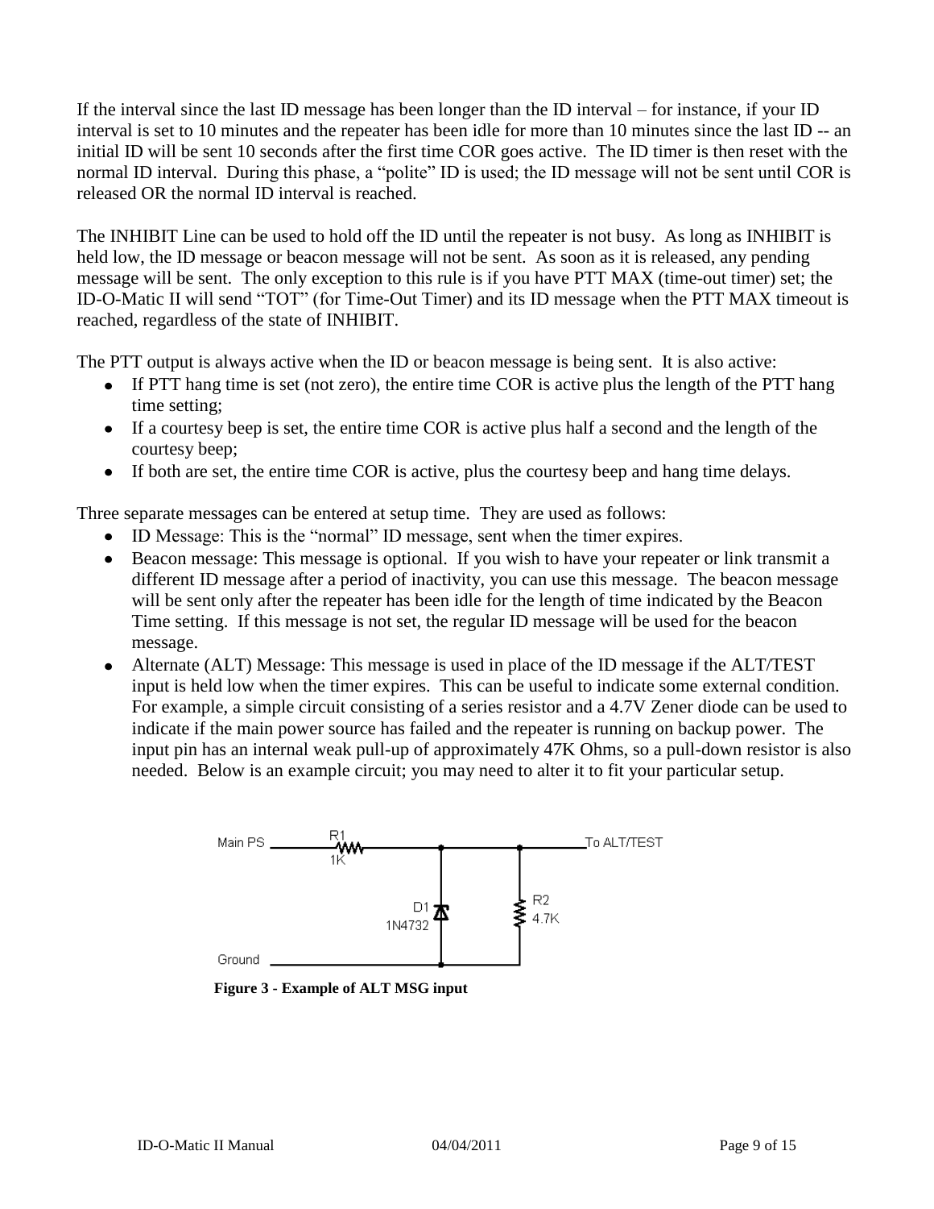If the interval since the last ID message has been longer than the ID interval – for instance, if your ID interval is set to 10 minutes and the repeater has been idle for more than 10 minutes since the last ID -- an initial ID will be sent 10 seconds after the first time COR goes active. The ID timer is then reset with the normal ID interval. During this phase, a "polite" ID is used; the ID message will not be sent until COR is released OR the normal ID interval is reached.

The INHIBIT Line can be used to hold off the ID until the repeater is not busy. As long as INHIBIT is held low, the ID message or beacon message will not be sent. As soon as it is released, any pending message will be sent. The only exception to this rule is if you have PTT MAX (time-out timer) set; the ID-O-Matic II will send "TOT" (for Time-Out Timer) and its ID message when the PTT MAX timeout is reached, regardless of the state of INHIBIT.

The PTT output is always active when the ID or beacon message is being sent. It is also active:

- If PTT hang time is set (not zero), the entire time COR is active plus the length of the PTT hang time setting;
- If a courtesy beep is set, the entire time COR is active plus half a second and the length of the courtesy beep;
- If both are set, the entire time COR is active, plus the courtesy beep and hang time delays.

Three separate messages can be entered at setup time. They are used as follows:

- ID Message: This is the "normal" ID message, sent when the timer expires.
- Beacon message: This message is optional. If you wish to have your repeater or link transmit a different ID message after a period of inactivity, you can use this message. The beacon message will be sent only after the repeater has been idle for the length of time indicated by the Beacon Time setting. If this message is not set, the regular ID message will be used for the beacon message.
- Alternate (ALT) Message: This message is used in place of the ID message if the ALT/TEST input is held low when the timer expires. This can be useful to indicate some external condition. For example, a simple circuit consisting of a series resistor and a 4.7V Zener diode can be used to indicate if the main power source has failed and the repeater is running on backup power. The input pin has an internal weak pull-up of approximately 47K Ohms, so a pull-down resistor is also needed. Below is an example circuit; you may need to alter it to fit your particular setup.

Main PS — R1 1K — To ALT/TEST; D1 1N4732; R2 4.7K; Ground

**Figure 3 - Example of ALT MSG input**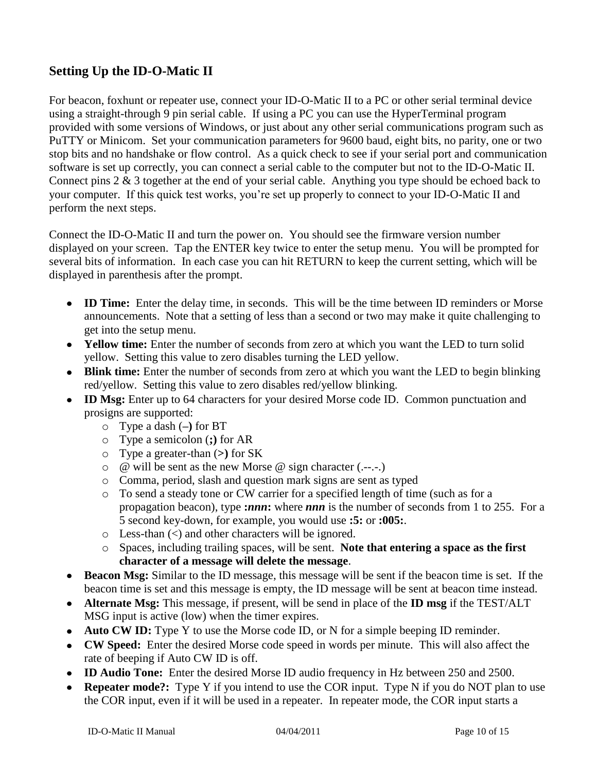## Setting Up the ID-O-Matic II

For beacon, foxhunt or repeater use, connect your ID-O-Matic II to a PC or other serial terminal device using a straight-through 9 pin serial cable. If using a PC you can use the HyperTerminal program provided with some versions of Windows, or just about any other serial communications program such as PuTTY or Minicom. Set your communication parameters for 9600 baud, eight bits, no parity, one or two stop bits and no handshake or flow control. As a quick check to see if your serial port and communication software is set up correctly, you can connect a serial cable to the computer but not to the ID-O-Matic II. Connect pins 2 & 3 together at the end of your serial cable. Anything you type should be echoed back to your computer. If this quick test works, you're set up properly to connect to your ID-O-Matic II and perform the next steps.

Connect the ID-O-Matic II and turn the power on. You should see the firmware version number displayed on your screen. Tap the ENTER key twice to enter the setup menu. You will be prompted for several bits of information. In each case you can hit RETURN to keep the current setting, which will be displayed in parenthesis after the prompt.

- **ID Time:** Enter the delay time, in seconds. This will be the time between ID reminders or Morse announcements. Note that a setting of less than a second or two may make it quite challenging to get into the setup menu.
- **Yellow time:** Enter the number of seconds from zero at which you want the LED to turn solid yellow. Setting this value to zero disables turning the LED yellow.
- **Blink time:** Enter the number of seconds from zero at which you want the LED to begin blinking red/yellow. Setting this value to zero disables red/yellow blinking.
- **ID Msg:** Enter up to 64 characters for your desired Morse code ID. Common punctuation and prosigns are supported:
  - Type a dash (**–**) for BT
  - Type a semicolon (**;**) for AR
  - Type a greater-than (**>**) for SK
  - @ will be sent as the new Morse @ sign character (.--.-.)
  - Comma, period, slash and question mark signs are sent as typed
  - To send a steady tone or CW carrier for a specified length of time (such as for a propagation beacon), type **:*nnn*:** where ***nnn*** is the number of seconds from 1 to 255. For a 5 second key-down, for example, you would use **:5:** or **:005:**.
  - Less-than (<) and other characters will be ignored.
  - Spaces, including trailing spaces, will be sent. **Note that entering a space as the first character of a message will delete the message**.
- **Beacon Msg:** Similar to the ID message, this message will be sent if the beacon time is set. If the beacon time is set and this message is empty, the ID message will be sent at beacon time instead.
- **Alternate Msg:** This message, if present, will be send in place of the **ID msg** if the TEST/ALT MSG input is active (low) when the timer expires.
- **Auto CW ID:** Type Y to use the Morse code ID, or N for a simple beeping ID reminder.
- **CW Speed:** Enter the desired Morse code speed in words per minute. This will also affect the rate of beeping if Auto CW ID is off.
- **ID Audio Tone:** Enter the desired Morse ID audio frequency in Hz between 250 and 2500.
- **Repeater mode?:** Type Y if you intend to use the COR input. Type N if you do NOT plan to use the COR input, even if it will be used in a repeater. In repeater mode, the COR input starts a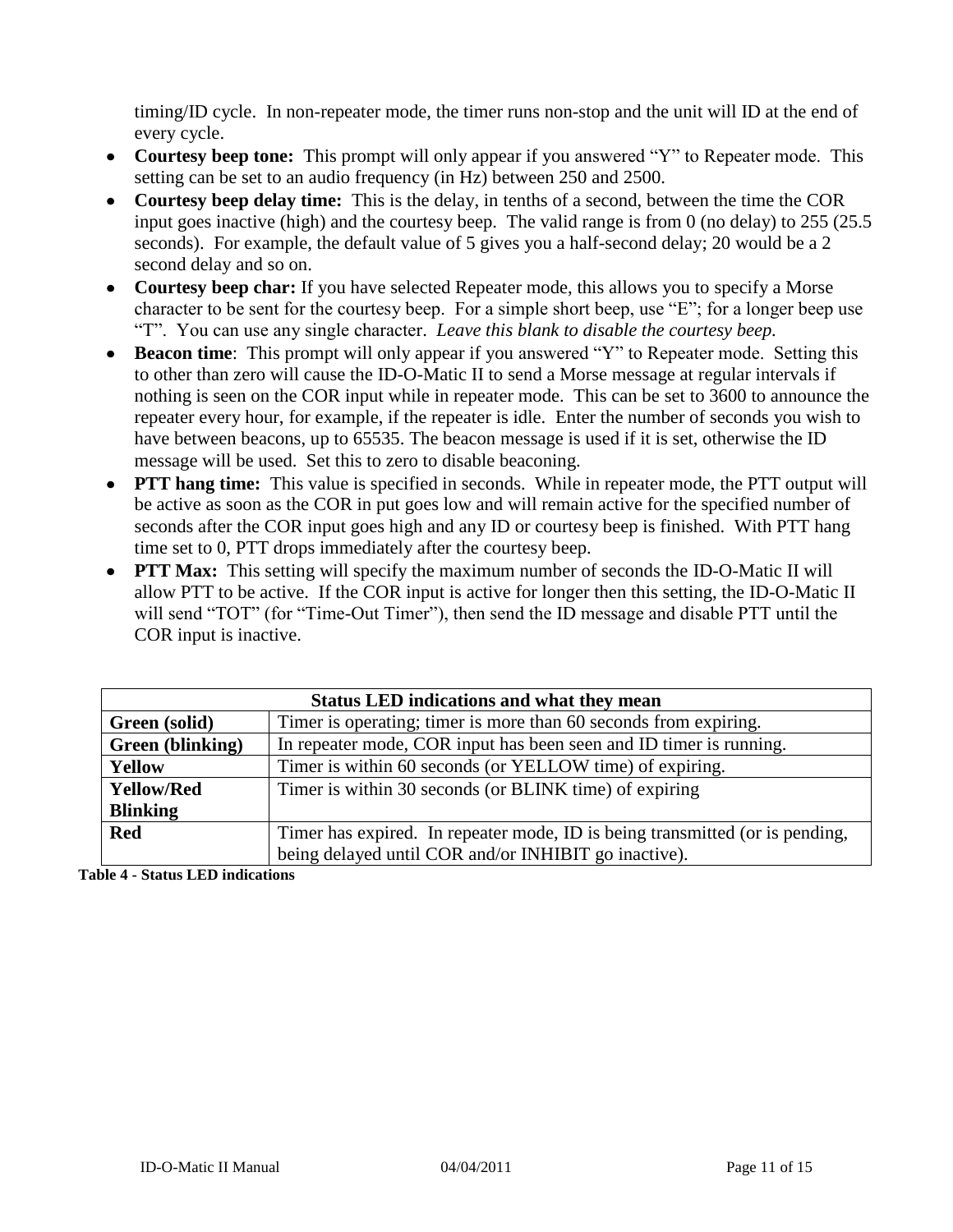timing/ID cycle. In non-repeater mode, the timer runs non-stop and the unit will ID at the end of every cycle.

- **Courtesy beep tone:** This prompt will only appear if you answered "Y" to Repeater mode. This setting can be set to an audio frequency (in Hz) between 250 and 2500.
- **Courtesy beep delay time:** This is the delay, in tenths of a second, between the time the COR input goes inactive (high) and the courtesy beep. The valid range is from 0 (no delay) to 255 (25.5 seconds). For example, the default value of 5 gives you a half-second delay; 20 would be a 2 second delay and so on.
- **Courtesy beep char:** If you have selected Repeater mode, this allows you to specify a Morse character to be sent for the courtesy beep. For a simple short beep, use "E"; for a longer beep use "T". You can use any single character. *Leave this blank to disable the courtesy beep.*
- **Beacon time**: This prompt will only appear if you answered "Y" to Repeater mode. Setting this to other than zero will cause the ID-O-Matic II to send a Morse message at regular intervals if nothing is seen on the COR input while in repeater mode. This can be set to 3600 to announce the repeater every hour, for example, if the repeater is idle. Enter the number of seconds you wish to have between beacons, up to 65535. The beacon message is used if it is set, otherwise the ID message will be used. Set this to zero to disable beaconing.
- **PTT hang time:** This value is specified in seconds. While in repeater mode, the PTT output will be active as soon as the COR in put goes low and will remain active for the specified number of seconds after the COR input goes high and any ID or courtesy beep is finished. With PTT hang time set to 0, PTT drops immediately after the courtesy beep.
- **PTT Max:** This setting will specify the maximum number of seconds the ID-O-Matic II will allow PTT to be active. If the COR input is active for longer then this setting, the ID-O-Matic II will send "TOT" (for "Time-Out Timer"), then send the ID message and disable PTT until the COR input is inactive.

| **Status LED indications and what they mean** | |
|---|---|
| **Green (solid)** | Timer is operating; timer is more than 60 seconds from expiring. |
| **Green (blinking)** | In repeater mode, COR input has been seen and ID timer is running. |
| **Yellow** | Timer is within 60 seconds (or YELLOW time) of expiring. |
| **Yellow/Red Blinking** | Timer is within 30 seconds (or BLINK time) of expiring |
| **Red** | Timer has expired. In repeater mode, ID is being transmitted (or is pending, being delayed until COR and/or INHIBIT go inactive). |

**Table 4 - Status LED indications**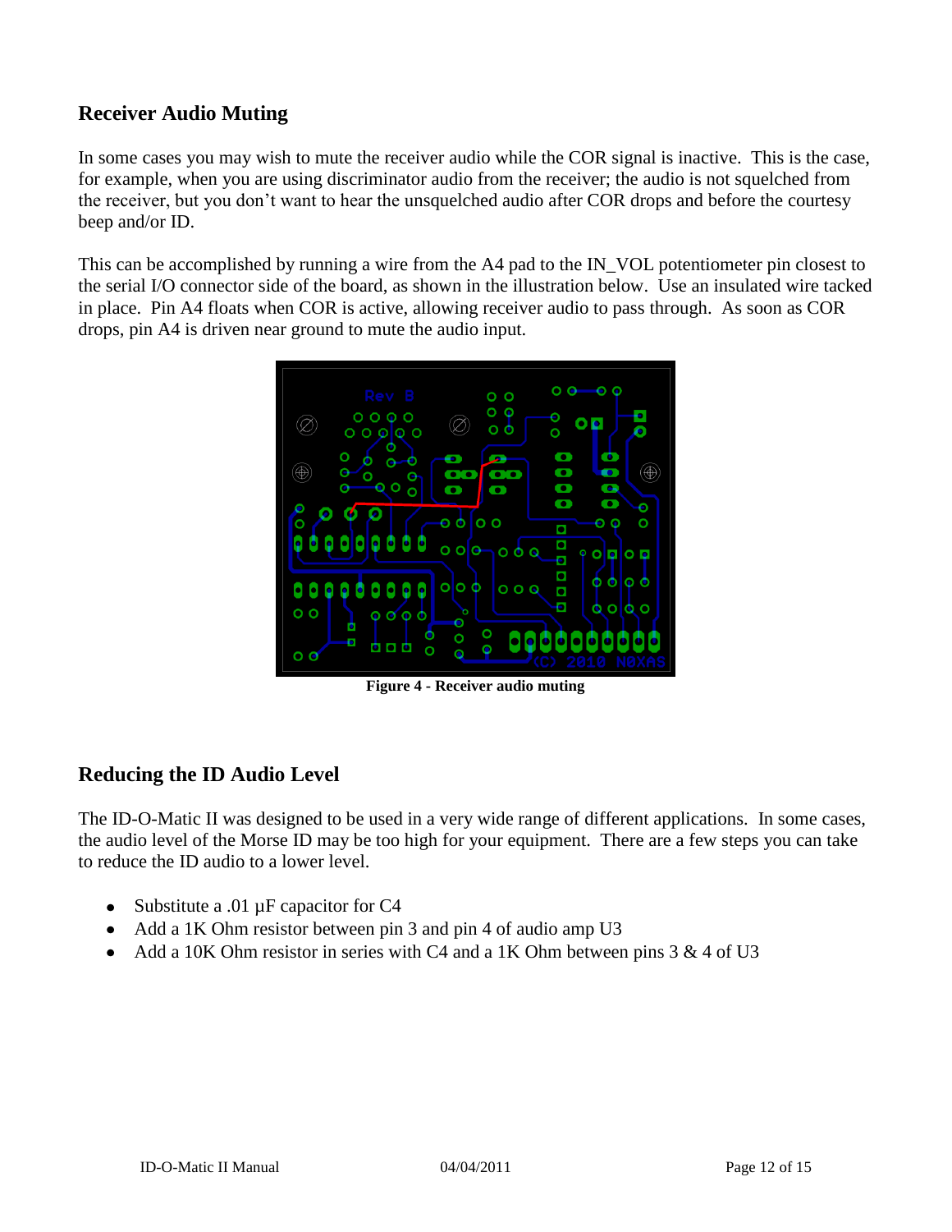## Receiver Audio Muting

In some cases you may wish to mute the receiver audio while the COR signal is inactive. This is the case, for example, when you are using discriminator audio from the receiver; the audio is not squelched from the receiver, but you don't want to hear the unsquelched audio after COR drops and before the courtesy beep and/or ID.

This can be accomplished by running a wire from the A4 pad to the IN_VOL potentiometer pin closest to the serial I/O connector side of the board, as shown in the illustration below. Use an insulated wire tacked in place. Pin A4 floats when COR is active, allowing receiver audio to pass through. As soon as COR drops, pin A4 is driven near ground to mute the audio input.

**Figure 4 - Receiver audio muting**

## Reducing the ID Audio Level

The ID-O-Matic II was designed to be used in a very wide range of different applications. In some cases, the audio level of the Morse ID may be too high for your equipment. There are a few steps you can take to reduce the ID audio to a lower level.

- Substitute a .01 µF capacitor for C4
- Add a 1K Ohm resistor between pin 3 and pin 4 of audio amp U3
- Add a 10K Ohm resistor in series with C4 and a 1K Ohm between pins 3 & 4 of U3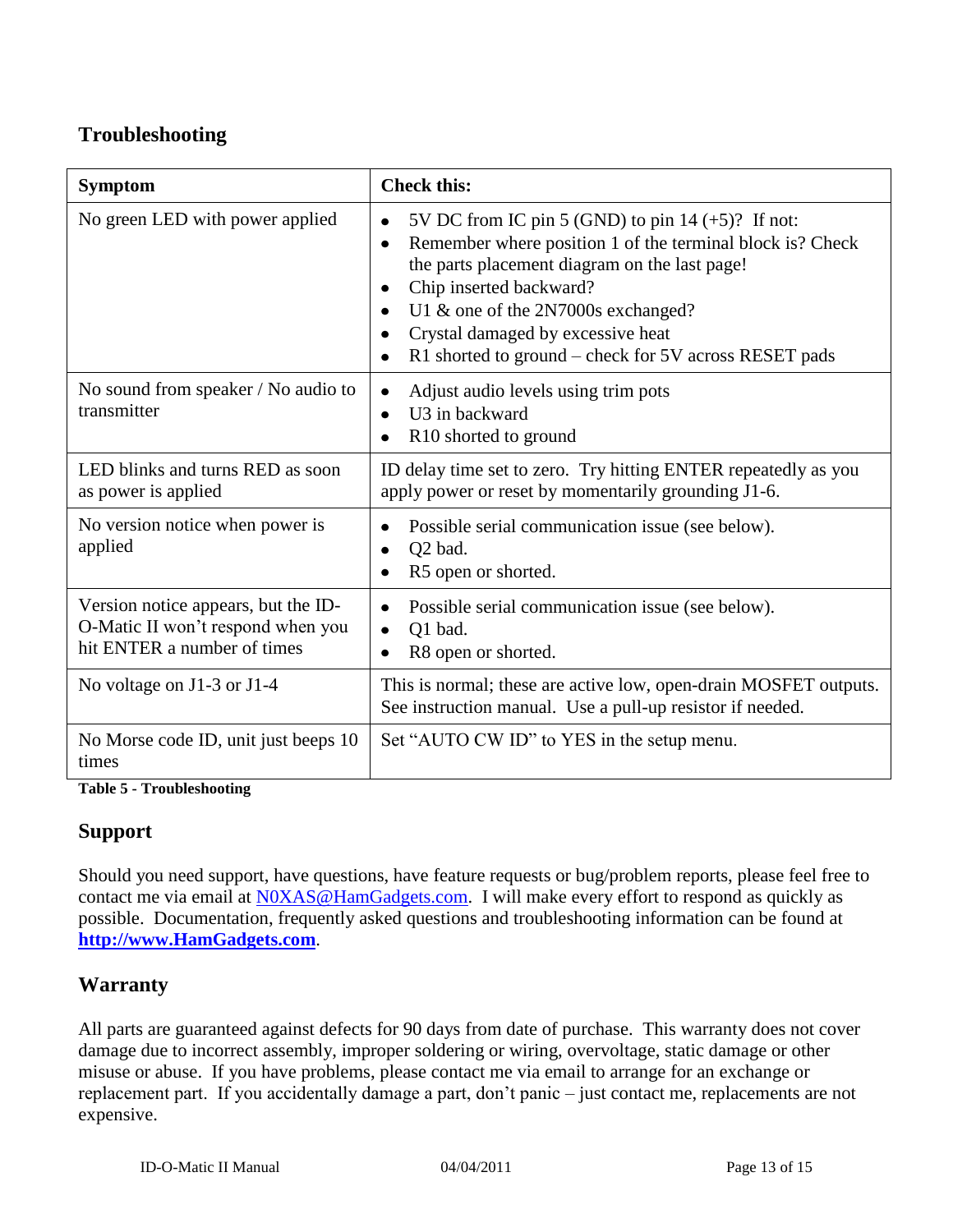## Troubleshooting

| Symptom | Check this: |
| --- | --- |
| No green LED with power applied | • 5V DC from IC pin 5 (GND) to pin 14 (+5)? If not:<br>• Remember where position 1 of the terminal block is? Check the parts placement diagram on the last page!<br>• Chip inserted backward?<br>• U1 & one of the 2N7000s exchanged?<br>• Crystal damaged by excessive heat<br>• R1 shorted to ground – check for 5V across RESET pads |
| No sound from speaker / No audio to transmitter | • Adjust audio levels using trim pots<br>• U3 in backward<br>• R10 shorted to ground |
| LED blinks and turns RED as soon as power is applied | ID delay time set to zero. Try hitting ENTER repeatedly as you apply power or reset by momentarily grounding J1-6. |
| No version notice when power is applied | • Possible serial communication issue (see below).<br>• Q2 bad.<br>• R5 open or shorted. |
| Version notice appears, but the ID-O-Matic II won't respond when you hit ENTER a number of times | • Possible serial communication issue (see below).<br>• Q1 bad.<br>• R8 open or shorted. |
| No voltage on J1-3 or J1-4 | This is normal; these are active low, open-drain MOSFET outputs. See instruction manual. Use a pull-up resistor if needed. |
| No Morse code ID, unit just beeps 10 times | Set "AUTO CW ID" to YES in the setup menu. |

**Table 5 - Troubleshooting**

## Support

Should you need support, have questions, have feature requests or bug/problem reports, please feel free to contact me via email at N0XAS@HamGadgets.com. I will make every effort to respond as quickly as possible. Documentation, frequently asked questions and troubleshooting information can be found at **http://www.HamGadgets.com**.

## Warranty

All parts are guaranteed against defects for 90 days from date of purchase. This warranty does not cover damage due to incorrect assembly, improper soldering or wiring, overvoltage, static damage or other misuse or abuse. If you have problems, please contact me via email to arrange for an exchange or replacement part. If you accidentally damage a part, don't panic – just contact me, replacements are not expensive.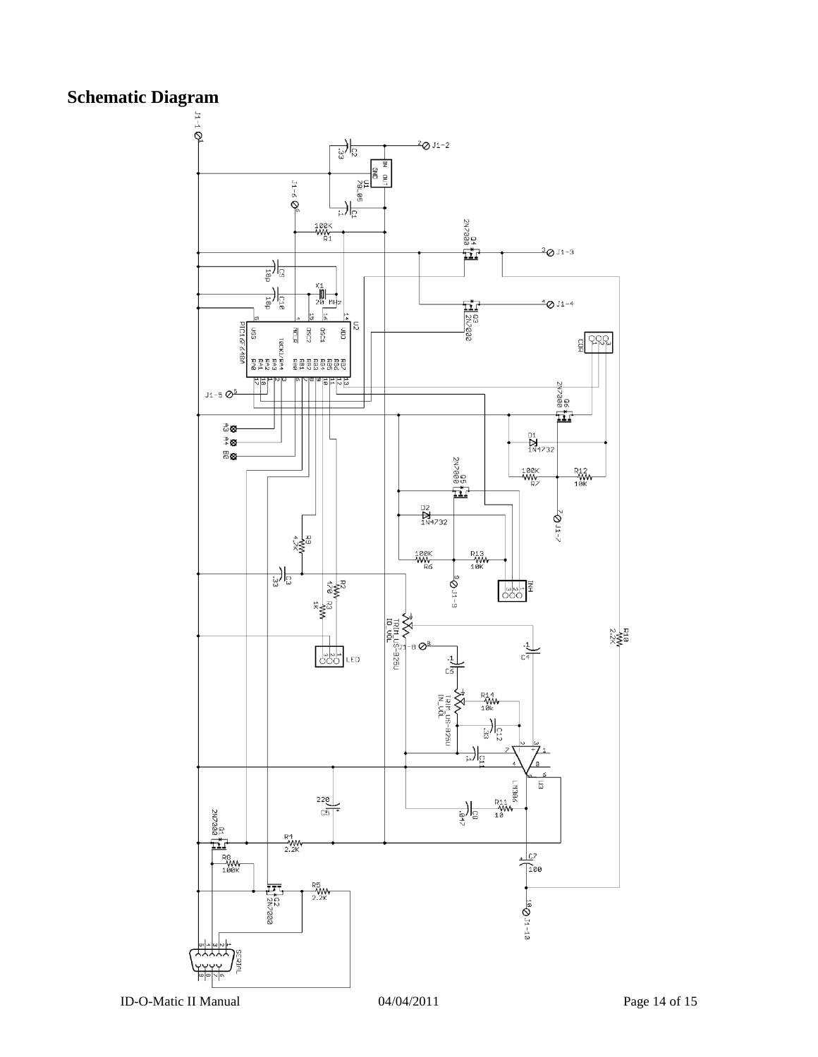## Schematic Diagram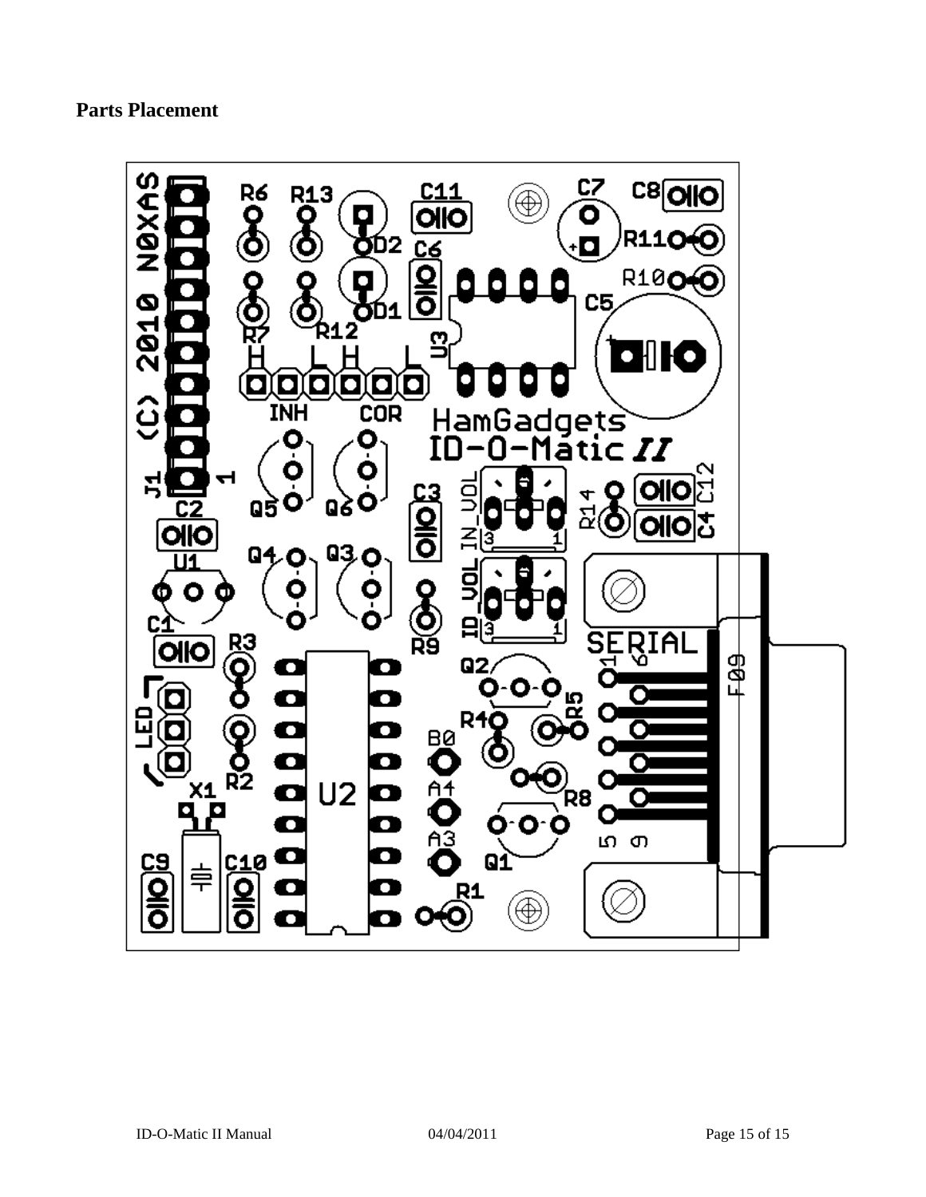## Parts Placement

(C) 2010 N0XAS

J1

1

R6

R13

C11

C7

C8

D2

C6

R11

D1

R10

C5

R7

R12

U3

H

L

H

L

INH

COR

HamGadgets

ID-O-Matic *II*

Q5

Q6

C3

IN_VOL

R14

C12

C4

C2

U1

Q4

Q3

ID_VOL

C1

R3

R9

SERIAL

F09

Q2

1

6

LED

R4

R5

B0

R2

X1

U2

A4

R8

A3

5

9

C9

C10

Q1

R1